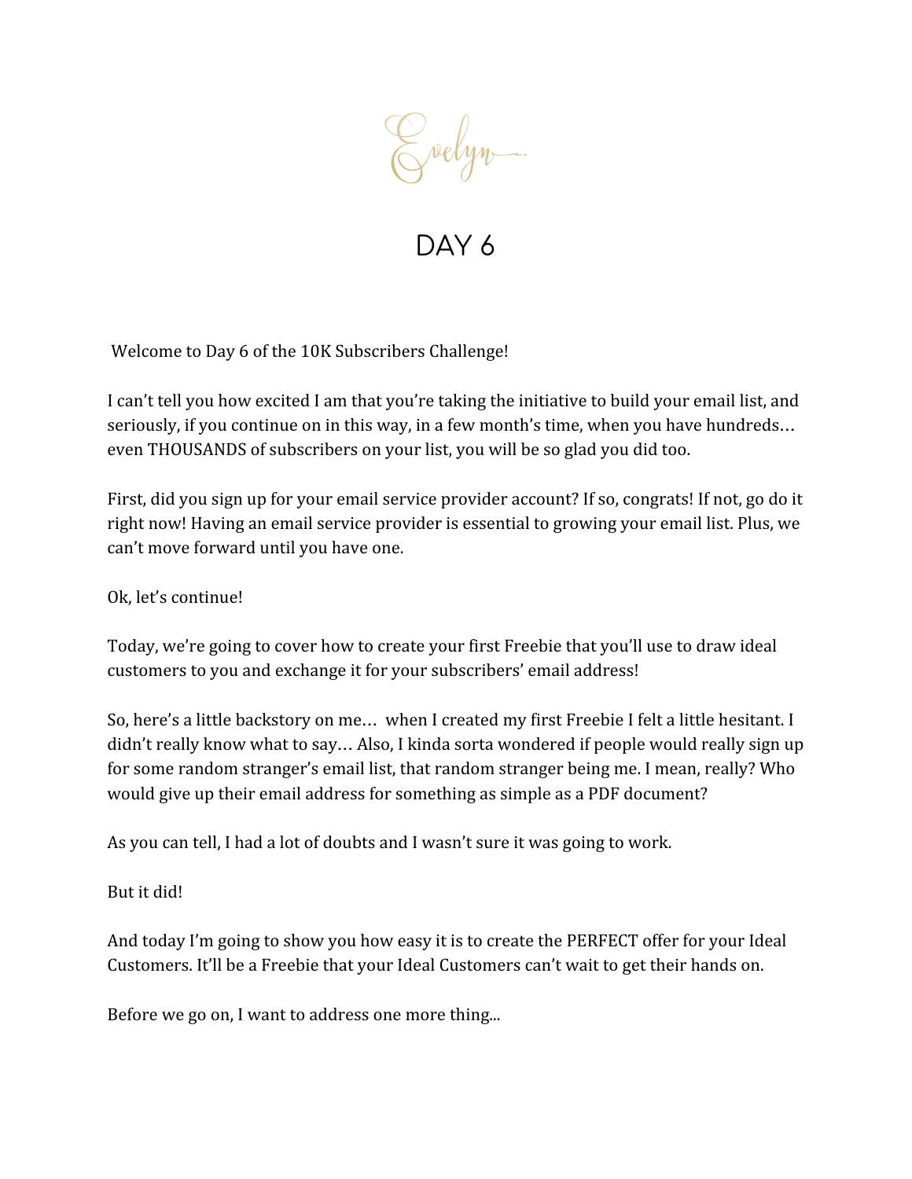Evelyn

# DAY 6

Welcome to Day 6 of the 10K Subscribers Challenge!

I can't tell you how excited I am that you're taking the initiative to build your email list, and seriously, if you continue on in this way, in a few month's time, when you have hundreds… even THOUSANDS of subscribers on your list, you will be so glad you did too.

First, did you sign up for your email service provider account? If so, congrats! If not, go do it right now! Having an email service provider is essential to growing your email list. Plus, we can't move forward until you have one.

Ok, let's continue!

Today, we're going to cover how to create your first Freebie that you'll use to draw ideal customers to you and exchange it for your subscribers' email address!

So, here's a little backstory on me… when I created my first Freebie I felt a little hesitant. I didn't really know what to say… Also, I kinda sorta wondered if people would really sign up for some random stranger's email list, that random stranger being me. I mean, really? Who would give up their email address for something as simple as a PDF document?

As you can tell, I had a lot of doubts and I wasn't sure it was going to work.

But it did!

And today I'm going to show you how easy it is to create the PERFECT offer for your Ideal Customers. It'll be a Freebie that your Ideal Customers can't wait to get their hands on.

Before we go on, I want to address one more thing...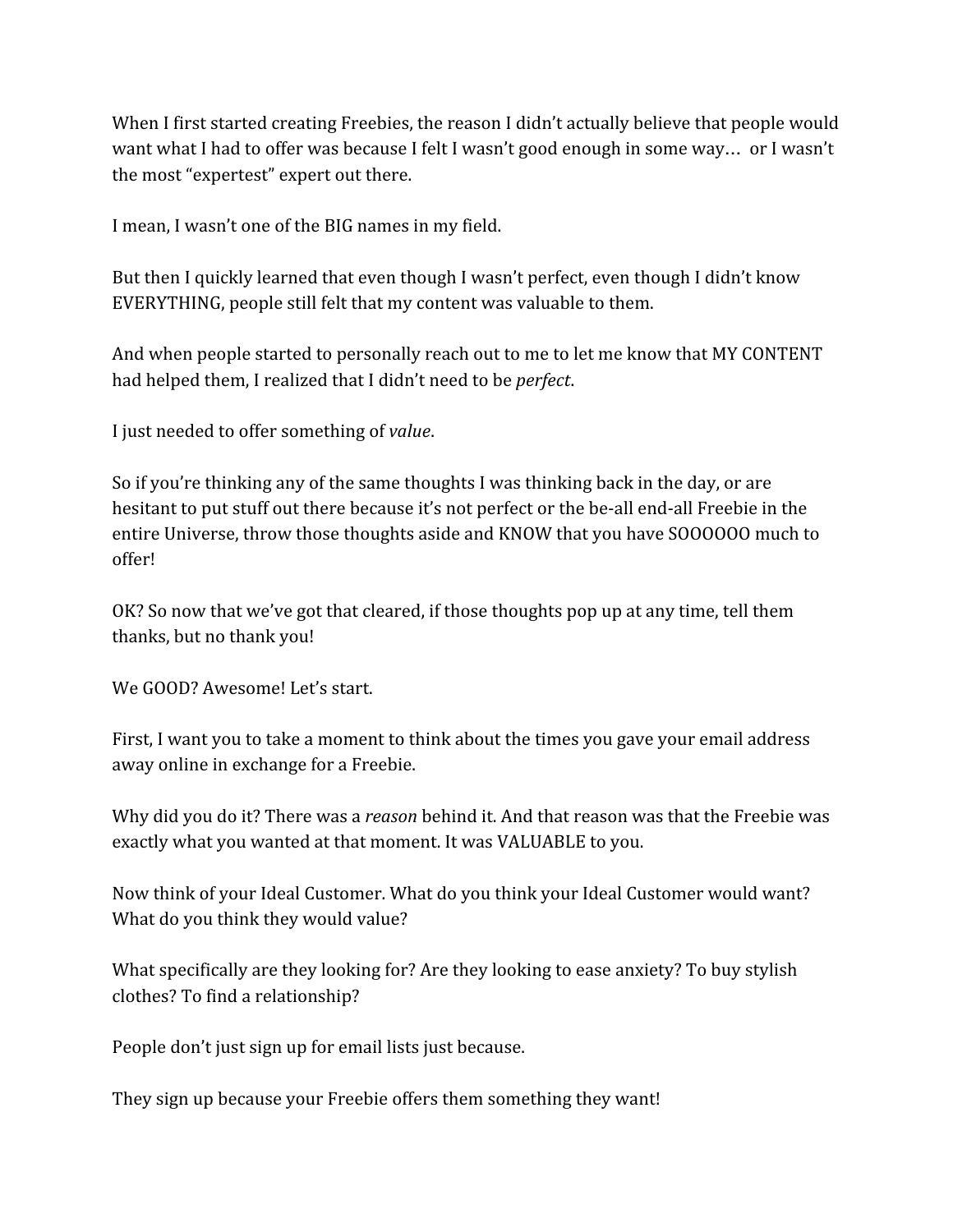When I first started creating Freebies, the reason I didn't actually believe that people would want what I had to offer was because I felt I wasn't good enough in some way… or I wasn't the most "expertest" expert out there.

I mean, I wasn't one of the BIG names in my field.

But then I quickly learned that even though I wasn't perfect, even though I didn't know EVERYTHING, people still felt that my content was valuable to them.

And when people started to personally reach out to me to let me know that MY CONTENT had helped them, I realized that I didn't need to be *perfect*.

I just needed to offer something of *value*.

So if you're thinking any of the same thoughts I was thinking back in the day, or are hesitant to put stuff out there because it's not perfect or the be-all end-all Freebie in the entire Universe, throw those thoughts aside and KNOW that you have SOOOOOO much to offer!

OK? So now that we've got that cleared, if those thoughts pop up at any time, tell them thanks, but no thank you!

We GOOD? Awesome! Let's start.

First, I want you to take a moment to think about the times you gave your email address away online in exchange for a Freebie.

Why did you do it? There was a *reason* behind it. And that reason was that the Freebie was exactly what you wanted at that moment. It was VALUABLE to you.

Now think of your Ideal Customer. What do you think your Ideal Customer would want? What do you think they would value?

What specifically are they looking for? Are they looking to ease anxiety? To buy stylish clothes? To find a relationship?

People don't just sign up for email lists just because.

They sign up because your Freebie offers them something they want!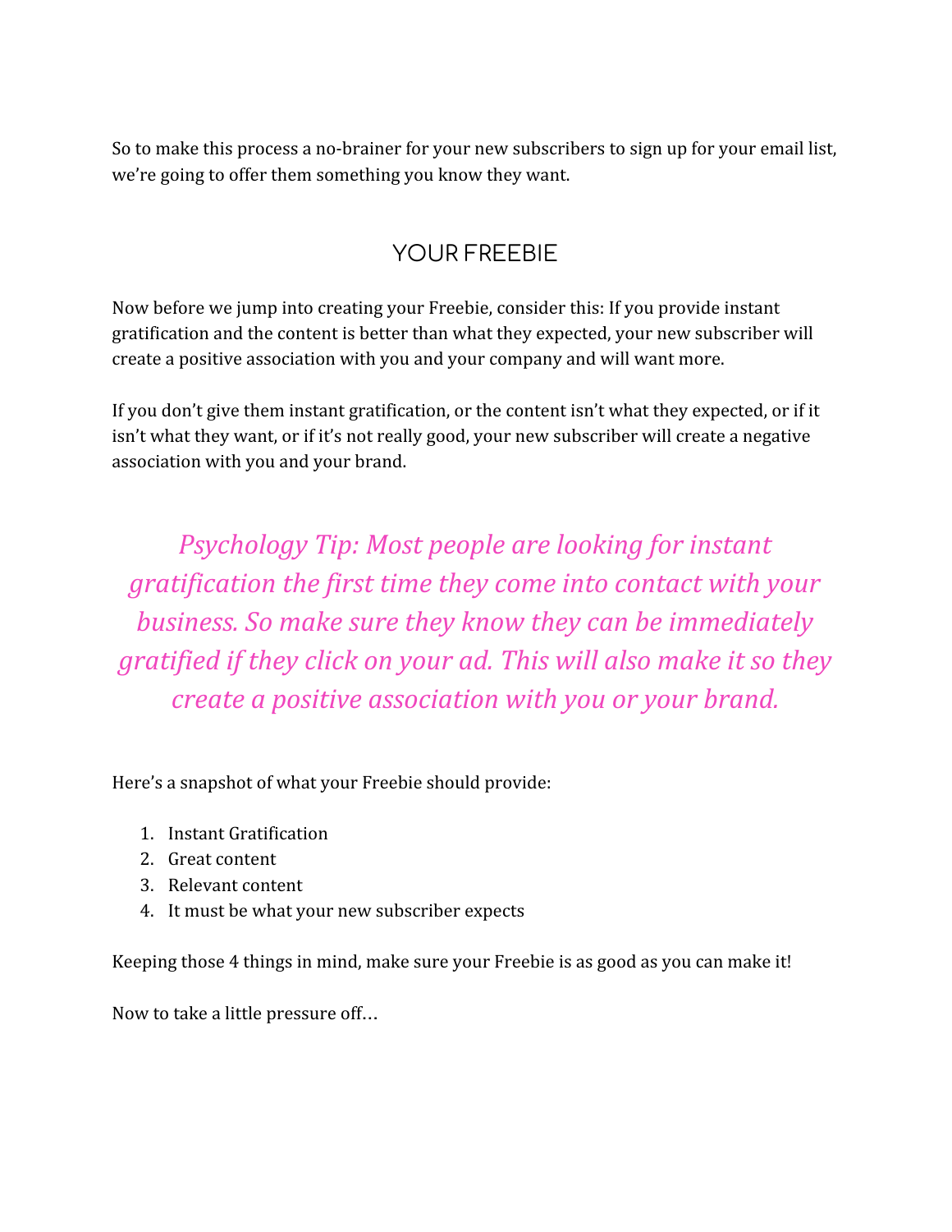So to make this process a no-brainer for your new subscribers to sign up for your email list, we're going to offer them something you know they want.

## YOUR FREEBIE

Now before we jump into creating your Freebie, consider this: If you provide instant gratification and the content is better than what they expected, your new subscriber will create a positive association with you and your company and will want more.

If you don't give them instant gratification, or the content isn't what they expected, or if it isn't what they want, or if it's not really good, your new subscriber will create a negative association with you and your brand.

*Psychology Tip: Most people are looking for instant gratification the first time they come into contact with your business. So make sure they know they can be immediately gratified if they click on your ad. This will also make it so they create a positive association with you or your brand.*

Here's a snapshot of what your Freebie should provide:

1. Instant Gratification
2. Great content
3. Relevant content
4. It must be what your new subscriber expects

Keeping those 4 things in mind, make sure your Freebie is as good as you can make it!

Now to take a little pressure off…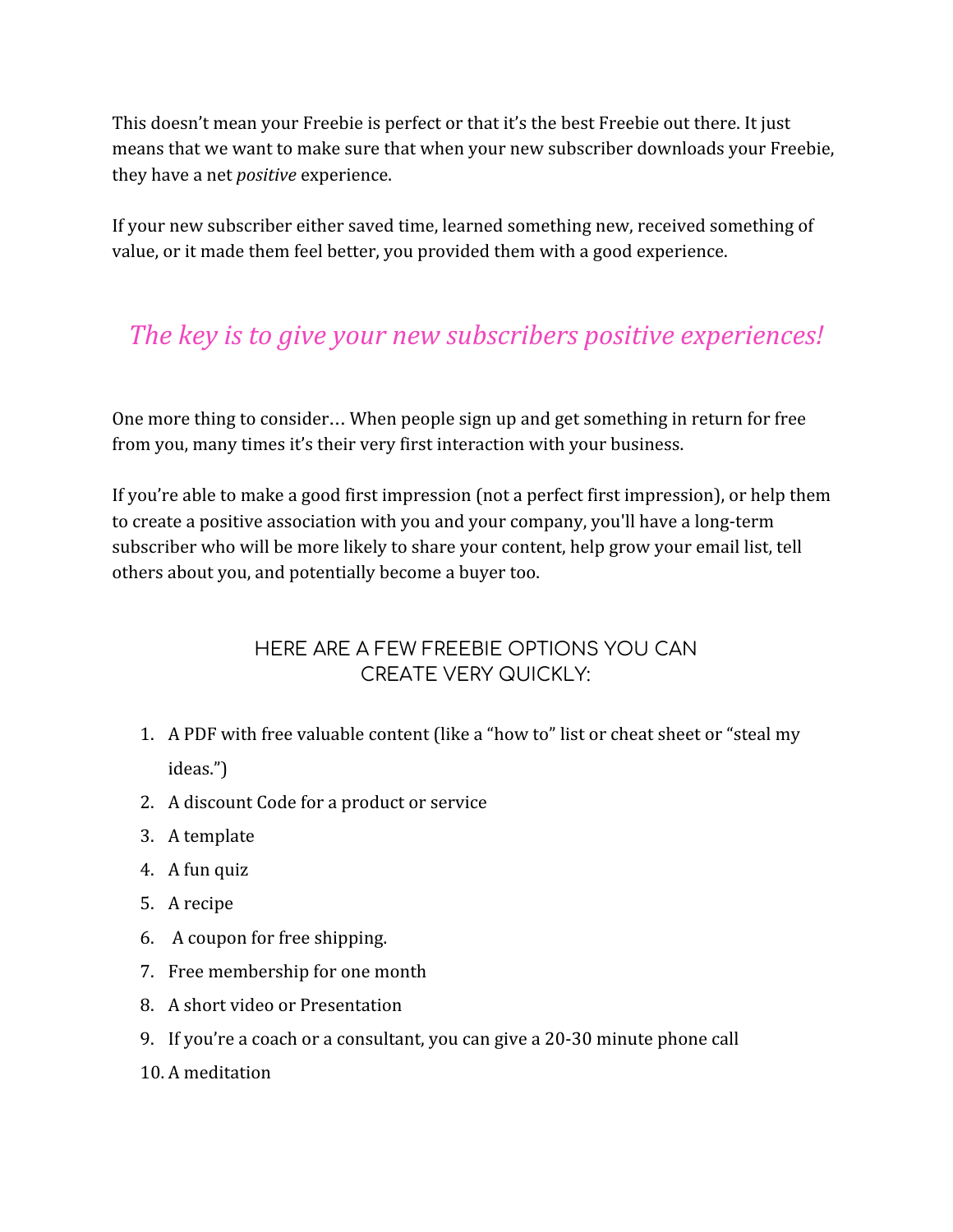This doesn't mean your Freebie is perfect or that it's the best Freebie out there. It just means that we want to make sure that when your new subscriber downloads your Freebie, they have a net *positive* experience.

If your new subscriber either saved time, learned something new, received something of value, or it made them feel better, you provided them with a good experience.

*The key is to give your new subscribers positive experiences!*

One more thing to consider… When people sign up and get something in return for free from you, many times it's their very first interaction with your business.

If you're able to make a good first impression (not a perfect first impression), or help them to create a positive association with you and your company, you'll have a long-term subscriber who will be more likely to share your content, help grow your email list, tell others about you, and potentially become a buyer too.

### HERE ARE A FEW FREEBIE OPTIONS YOU CAN CREATE VERY QUICKLY:

1. A PDF with free valuable content (like a "how to" list or cheat sheet or "steal my ideas.")
2. A discount Code for a product or service
3. A template
4. A fun quiz
5. A recipe
6. A coupon for free shipping.
7. Free membership for one month
8. A short video or Presentation
9. If you're a coach or a consultant, you can give a 20-30 minute phone call
10. A meditation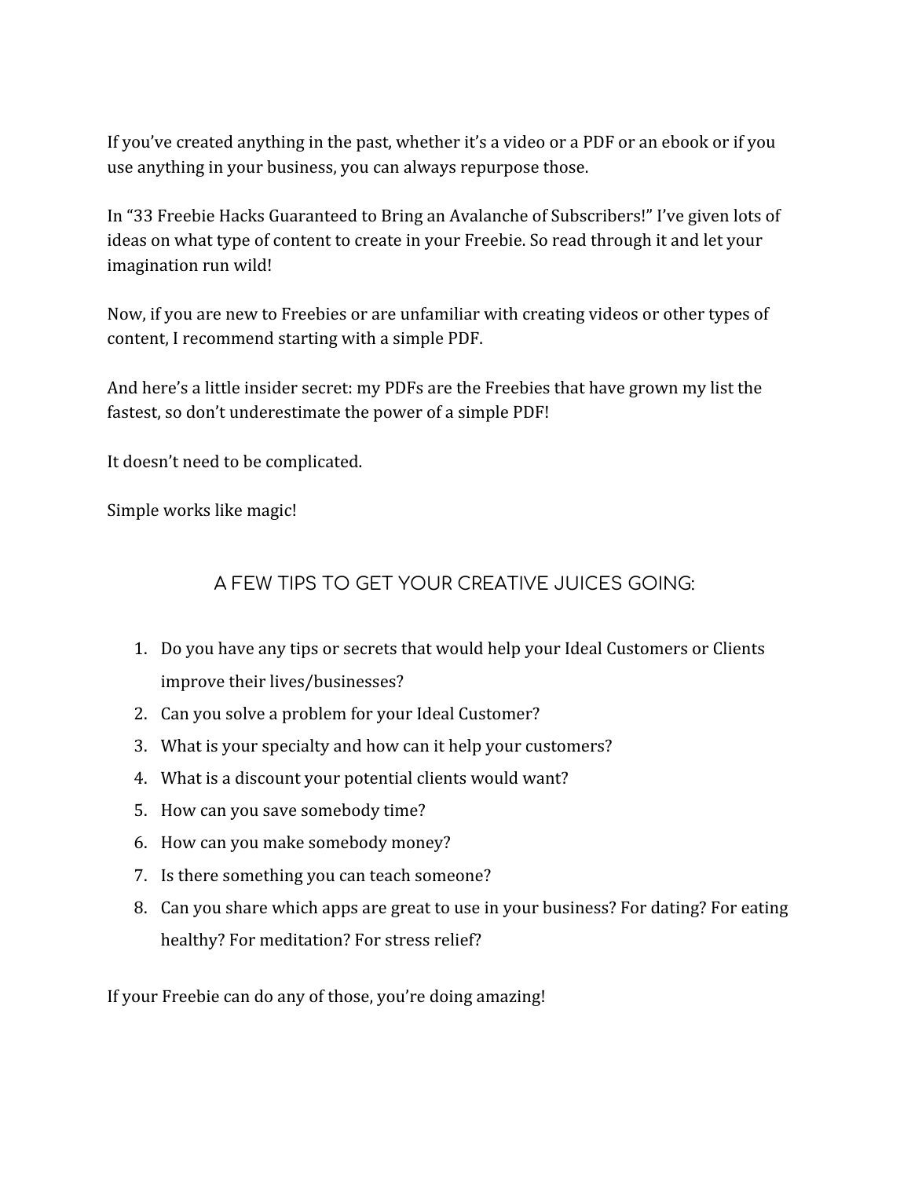If you've created anything in the past, whether it's a video or a PDF or an ebook or if you use anything in your business, you can always repurpose those.

In "33 Freebie Hacks Guaranteed to Bring an Avalanche of Subscribers!" I've given lots of ideas on what type of content to create in your Freebie. So read through it and let your imagination run wild!

Now, if you are new to Freebies or are unfamiliar with creating videos or other types of content, I recommend starting with a simple PDF.

And here's a little insider secret: my PDFs are the Freebies that have grown my list the fastest, so don't underestimate the power of a simple PDF!

It doesn't need to be complicated.

Simple works like magic!

## A FEW TIPS TO GET YOUR CREATIVE JUICES GOING:

1. Do you have any tips or secrets that would help your Ideal Customers or Clients improve their lives/businesses?
2. Can you solve a problem for your Ideal Customer?
3. What is your specialty and how can it help your customers?
4. What is a discount your potential clients would want?
5. How can you save somebody time?
6. How can you make somebody money?
7. Is there something you can teach someone?
8. Can you share which apps are great to use in your business? For dating? For eating healthy? For meditation? For stress relief?

If your Freebie can do any of those, you're doing amazing!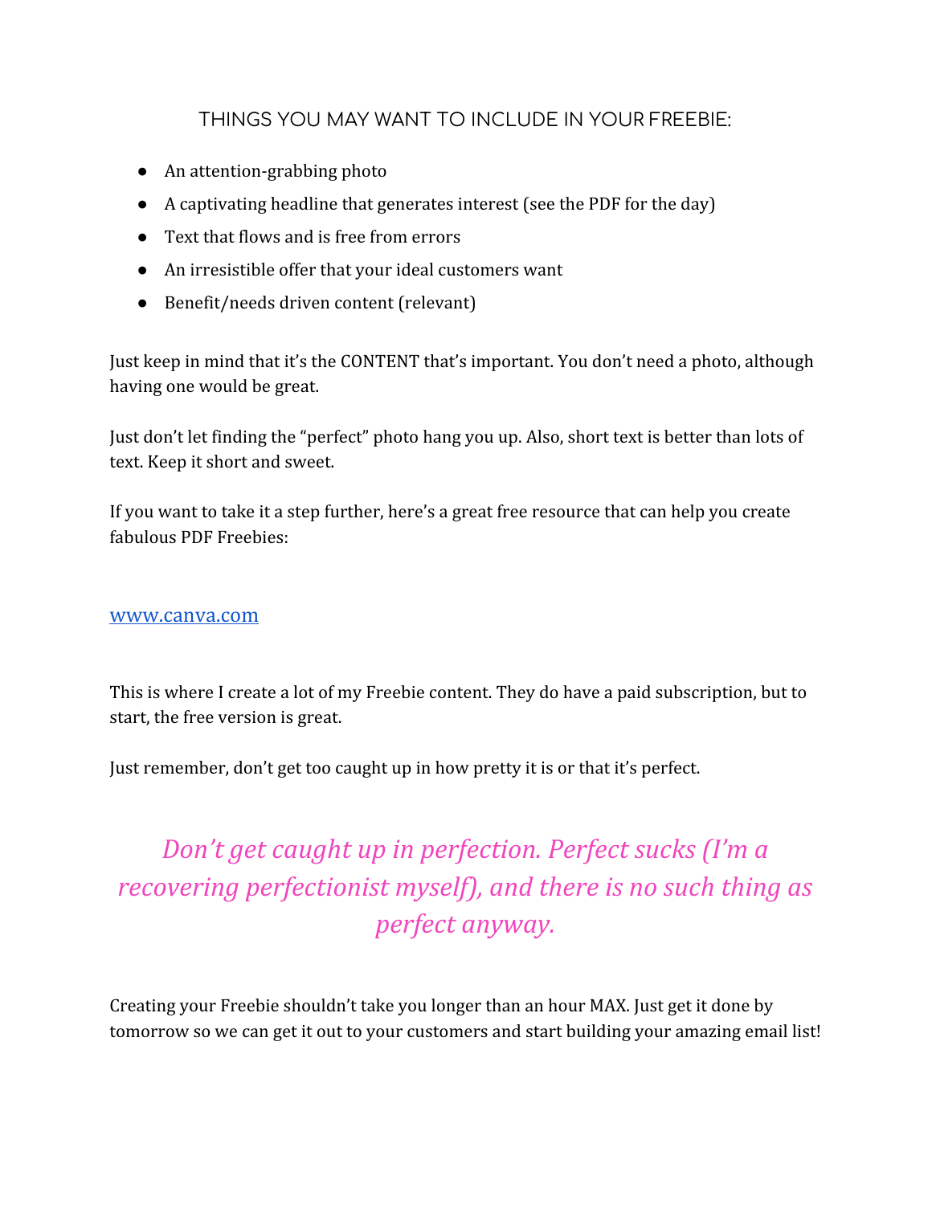## THINGS YOU MAY WANT TO INCLUDE IN YOUR FREEBIE:

- An attention-grabbing photo
- A captivating headline that generates interest (see the PDF for the day)
- Text that flows and is free from errors
- An irresistible offer that your ideal customers want
- Benefit/needs driven content (relevant)

Just keep in mind that it's the CONTENT that's important. You don't need a photo, although having one would be great.

Just don't let finding the "perfect" photo hang you up. Also, short text is better than lots of text. Keep it short and sweet.

If you want to take it a step further, here's a great free resource that can help you create fabulous PDF Freebies:

[www.canva.com](http://www.canva.com)

This is where I create a lot of my Freebie content. They do have a paid subscription, but to start, the free version is great.

Just remember, don't get too caught up in how pretty it is or that it's perfect.

*Don't get caught up in perfection. Perfect sucks (I'm a recovering perfectionist myself), and there is no such thing as perfect anyway.*

Creating your Freebie shouldn't take you longer than an hour MAX. Just get it done by tomorrow so we can get it out to your customers and start building your amazing email list!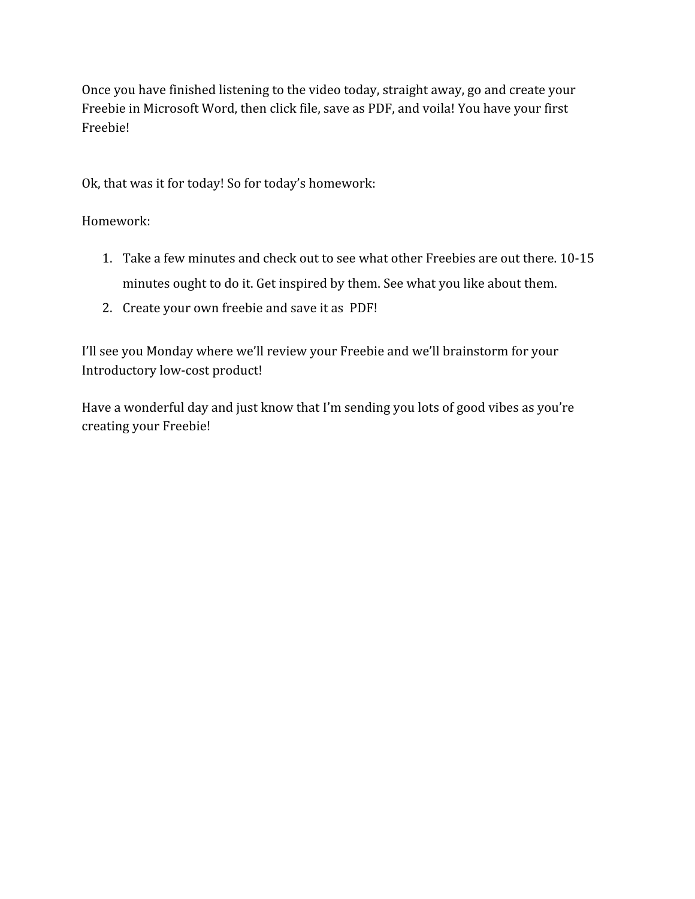Once you have finished listening to the video today, straight away, go and create your Freebie in Microsoft Word, then click file, save as PDF, and voila! You have your first Freebie!

Ok, that was it for today! So for today's homework:

Homework:

1. Take a few minutes and check out to see what other Freebies are out there. 10-15 minutes ought to do it. Get inspired by them. See what you like about them.
2. Create your own freebie and save it as PDF!

I'll see you Monday where we'll review your Freebie and we'll brainstorm for your Introductory low-cost product!

Have a wonderful day and just know that I'm sending you lots of good vibes as you're creating your Freebie!